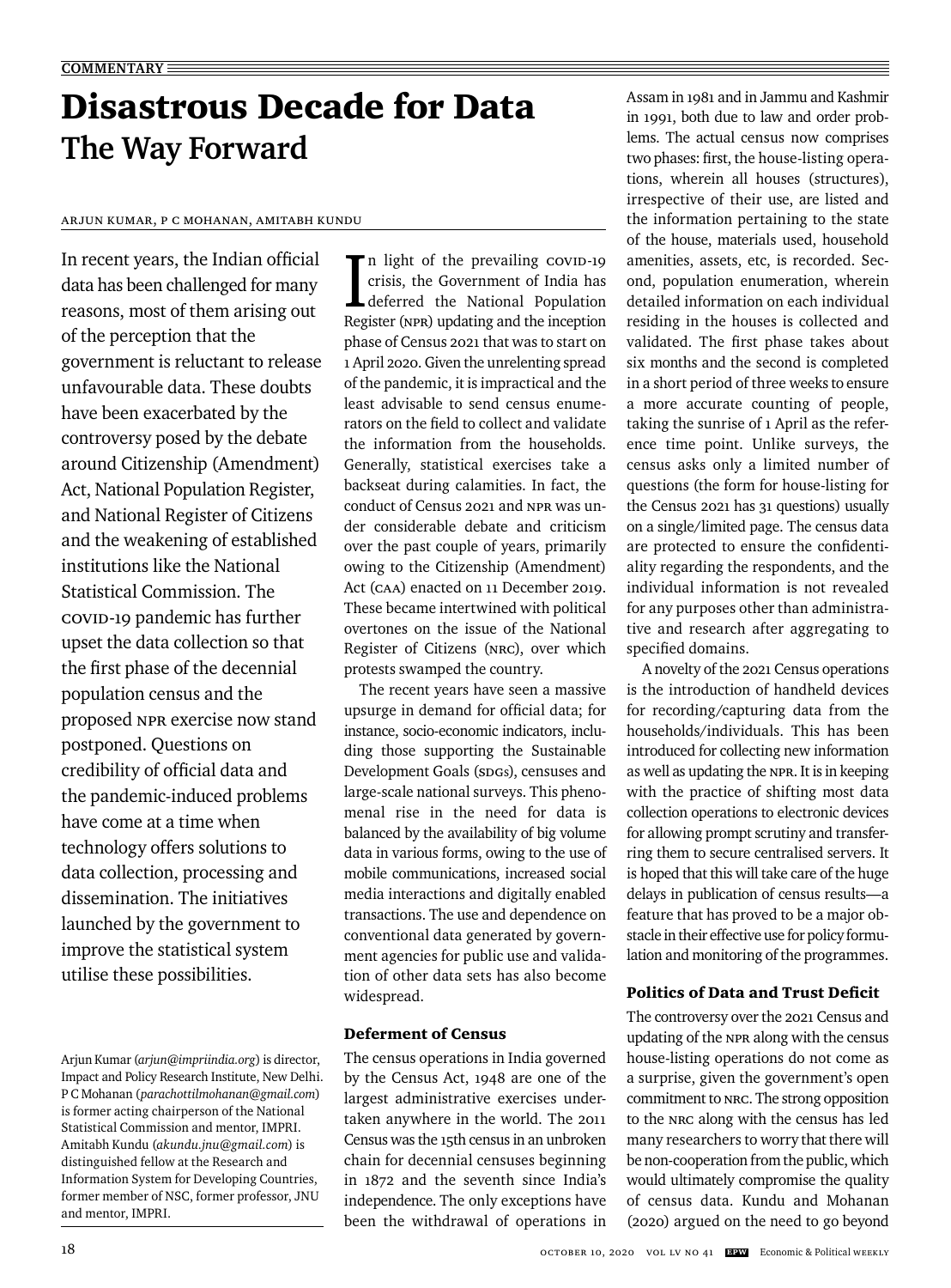COMMENTARY

# Disastrous Decade for Data

## The Way Forward

ARJUN KUMAR, P C MOHANAN, AMITABH KUNDU

In recent years, the Indian official data has been challenged for many reasons, most of them arising out of the perception that the government is reluctant to release unfavourable data. These doubts have been exacerbated by the controversy posed by the debate around Citizenship (Amendment) Act, National Population Register, and National Register of Citizens and the weakening of established institutions like the National Statistical Commission. The COVID-19 pandemic has further upset the data collection so that the first phase of the decennial population census and the proposed NPR exercise now stand postponed. Questions on credibility of official data and the pandemic-induced problems have come at a time when technology offers solutions to data collection, processing and dissemination. The initiatives launched by the government to improve the statistical system utilise these possibilities.

Arjun Kumar (*arjun@impriindia.org*) is director, Impact and Policy Research Institute, New Delhi. P C Mohanan (*parachottilmohanan@gmail.com*) is former acting chairperson of the National Statistical Commission and mentor, IMPRI. Amitabh Kundu (*akundu.jnu@gmail.com*) is distinguished fellow at the Research and Information System for Developing Countries, former member of NSC, former professor, JNU and mentor, IMPRI.

In light of the prevailing COVID-19 crisis, the Government of India has deferred the National Population Register (NPR) updating and the inception phase of Census 2021 that was to start on 1 April 2020. Given the unrelenting spread of the pandemic, it is impractical and the least advisable to send census enumerators on the field to collect and validate the information from the households. Generally, statistical exercises take a backseat during calamities. In fact, the conduct of Census 2021 and NPR was under considerable debate and criticism over the past couple of years, primarily owing to the Citizenship (Amendment) Act (CAA) enacted on 11 December 2019. These became intertwined with political overtones on the issue of the National Register of Citizens (NRC), over which protests swamped the country.

The recent years have seen a massive upsurge in demand for official data; for instance, socio-economic indicators, including those supporting the Sustainable Development Goals (SDGs), censuses and large-scale national surveys. This phenomenal rise in the need for data is balanced by the availability of big volume data in various forms, owing to the use of mobile communications, increased social media interactions and digitally enabled transactions. The use and dependence on conventional data generated by government agencies for public use and validation of other data sets has also become widespread.

### Deferment of Census

The census operations in India governed by the Census Act, 1948 are one of the largest administrative exercises undertaken anywhere in the world. The 2011 Census was the 15th census in an unbroken chain for decennial censuses beginning in 1872 and the seventh since India's independence. The only exceptions have been the withdrawal of operations in Assam in 1981 and in Jammu and Kashmir in 1991, both due to law and order problems. The actual census now comprises two phases: first, the house-listing operations, wherein all houses (structures), irrespective of their use, are listed and the information pertaining to the state of the house, materials used, household amenities, assets, etc, is recorded. Second, population enumeration, wherein detailed information on each individual residing in the houses is collected and validated. The first phase takes about six months and the second is completed in a short period of three weeks to ensure a more accurate counting of people, taking the sunrise of 1 April as the reference time point. Unlike surveys, the census asks only a limited number of questions (the form for house-listing for the Census 2021 has 31 questions) usually on a single/limited page. The census data are protected to ensure the confidentiality regarding the respondents, and the individual information is not revealed for any purposes other than administrative and research after aggregating to specified domains.

A novelty of the 2021 Census operations is the introduction of handheld devices for recording/capturing data from the households/individuals. This has been introduced for collecting new information as well as updating the NPR. It is in keeping with the practice of shifting most data collection operations to electronic devices for allowing prompt scrutiny and transferring them to secure centralised servers. It is hoped that this will take care of the huge delays in publication of census results—a feature that has proved to be a major obstacle in their effective use for policy formulation and monitoring of the programmes.

### Politics of Data and Trust Deficit

The controversy over the 2021 Census and updating of the NPR along with the census house-listing operations do not come as a surprise, given the government's open commitment to NRC. The strong opposition to the NRC along with the census has led many researchers to worry that there will be non-cooperation from the public, which would ultimately compromise the quality of census data. Kundu and Mohanan (2020) argued on the need to go beyond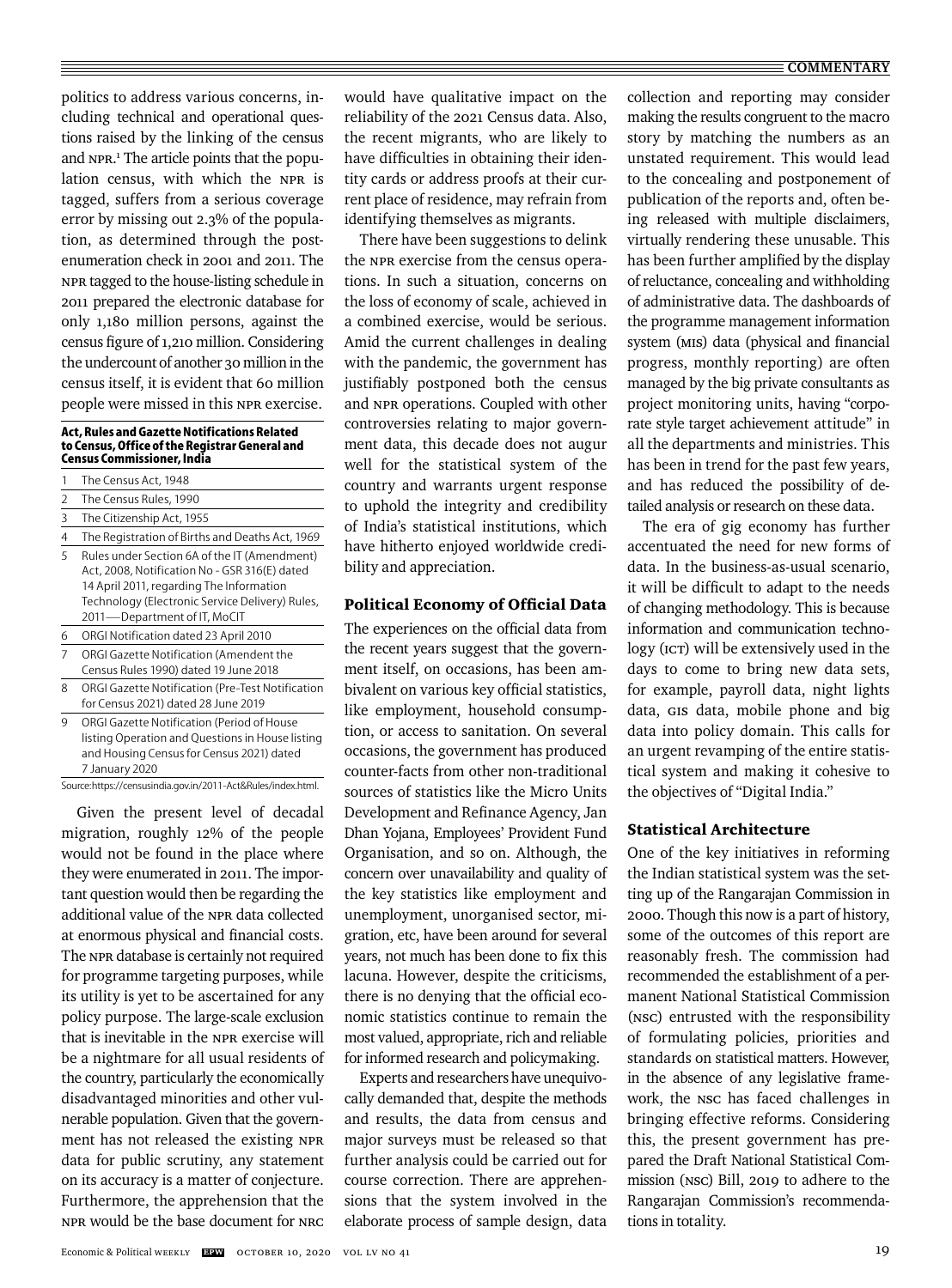politics to address various concerns, including technical and operational questions raised by the linking of the census and NPR.[1] The article points that the population census, with which the NPR is tagged, suffers from a serious coverage error by missing out 2.3% of the population, as determined through the post-enumeration check in 2001 and 2011. The NPR tagged to the house-listing schedule in 2011 prepared the electronic database for only 1,180 million persons, against the census figure of 1,210 million. Considering the undercount of another 30 million in the census itself, it is evident that 60 million people were missed in this NPR exercise.

**Act, Rules and Gazette Notifications Related to Census, Office of the Registrar General and Census Commissioner, India**

| | |
|---|---|
| 1 | The Census Act, 1948 |
| 2 | The Census Rules, 1990 |
| 3 | The Citizenship Act, 1955 |
| 4 | The Registration of Births and Deaths Act, 1969 |
| 5 | Rules under Section 6A of the IT (Amendment) Act, 2008, Notification No - GSR 316(E) dated 14 April 2011, regarding The Information Technology (Electronic Service Delivery) Rules, 2011—Department of IT, MoCIT |
| 6 | ORGI Notification dated 23 April 2010 |
| 7 | ORGI Gazette Notification (Amendent the Census Rules 1990) dated 19 June 2018 |
| 8 | ORGI Gazette Notification (Pre-Test Notification for Census 2021) dated 28 June 2019 |
| 9 | ORGI Gazette Notification (Period of House listing Operation and Questions in House listing and Housing Census for Census 2021) dated 7 January 2020 |

Source: https://censusindia.gov.in/2011-Act&Rules/index.html.

Given the present level of decadal migration, roughly 12% of the people would not be found in the place where they were enumerated in 2011. The important question would then be regarding the additional value of the NPR data collected at enormous physical and financial costs. The NPR database is certainly not required for programme targeting purposes, while its utility is yet to be ascertained for any policy purpose. The large-scale exclusion that is inevitable in the NPR exercise will be a nightmare for all usual residents of the country, particularly the economically disadvantaged minorities and other vulnerable population. Given that the government has not released the existing NPR data for public scrutiny, any statement on its accuracy is a matter of conjecture. Furthermore, the apprehension that the NPR would be the base document for NRC would have qualitative impact on the reliability of the 2021 Census data. Also, the recent migrants, who are likely to have difficulties in obtaining their identity cards or address proofs at their current place of residence, may refrain from identifying themselves as migrants.

There have been suggestions to delink the NPR exercise from the census operations. In such a situation, concerns on the loss of economy of scale, achieved in a combined exercise, would be serious. Amid the current challenges in dealing with the pandemic, the government has justifiably postponed both the census and NPR operations. Coupled with other controversies relating to major government data, this decade does not augur well for the statistical system of the country and warrants urgent response to uphold the integrity and credibility of India's statistical institutions, which have hitherto enjoyed worldwide credibility and appreciation.

## Political Economy of Official Data

The experiences on the official data from the recent years suggest that the government itself, on occasions, has been ambivalent on various key official statistics, like employment, household consumption, or access to sanitation. On several occasions, the government has produced counter-facts from other non-traditional sources of statistics like the Micro Units Development and Refinance Agency, Jan Dhan Yojana, Employees' Provident Fund Organisation, and so on. Although, the concern over unavailability and quality of the key statistics like employment and unemployment, unorganised sector, migration, etc, have been around for several years, not much has been done to fix this lacuna. However, despite the criticisms, there is no denying that the official economic statistics continue to remain the most valued, appropriate, rich and reliable for informed research and policymaking.

Experts and researchers have unequivocally demanded that, despite the methods and results, the data from census and major surveys must be released so that further analysis could be carried out for course correction. There are apprehensions that the system involved in the elaborate process of sample design, data collection and reporting may consider making the results congruent to the macro story by matching the numbers as an unstated requirement. This would lead to the concealing and postponement of publication of the reports and, often being released with multiple disclaimers, virtually rendering these unusable. This has been further amplified by the display of reluctance, concealing and withholding of administrative data. The dashboards of the programme management information system (MIS) data (physical and financial progress, monthly reporting) are often managed by the big private consultants as project monitoring units, having "corporate style target achievement attitude" in all the departments and ministries. This has been in trend for the past few years, and has reduced the possibility of detailed analysis or research on these data.

The era of gig economy has further accentuated the need for new forms of data. In the business-as-usual scenario, it will be difficult to adapt to the needs of changing methodology. This is because information and communication technology (ICT) will be extensively used in the days to come to bring new data sets, for example, payroll data, night lights data, GIS data, mobile phone and big data into policy domain. This calls for an urgent revamping of the entire statistical system and making it cohesive to the objectives of "Digital India."

## Statistical Architecture

One of the key initiatives in reforming the Indian statistical system was the setting up of the Rangarajan Commission in 2000. Though this now is a part of history, some of the outcomes of this report are reasonably fresh. The commission had recommended the establishment of a permanent National Statistical Commission (NSC) entrusted with the responsibility of formulating policies, priorities and standards on statistical matters. However, in the absence of any legislative framework, the NSC has faced challenges in bringing effective reforms. Considering this, the present government has prepared the Draft National Statistical Commission (NSC) Bill, 2019 to adhere to the Rangarajan Commission's recommendations in totality.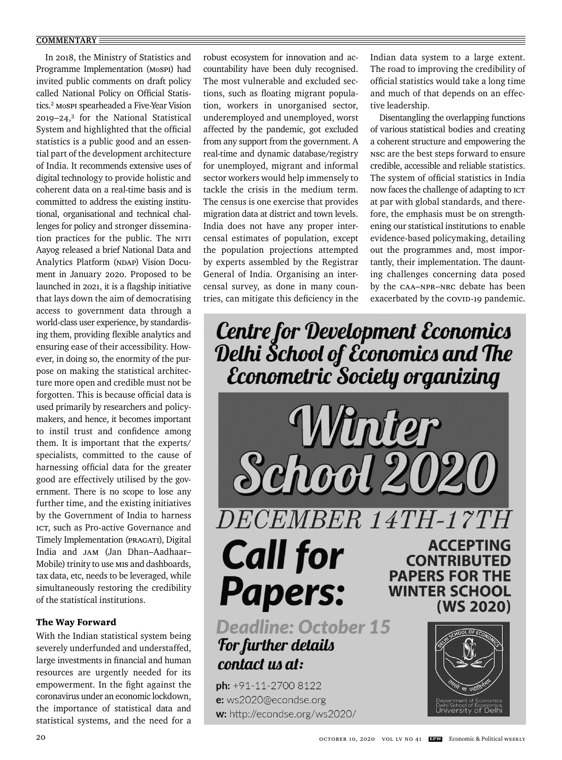In 2018, the Ministry of Statistics and Programme Implementation (MoSPI) had invited public comments on draft policy called National Policy on Official Statistics.[2] MoSPI spearheaded a Five-Year Vision 2019–24,[3] for the National Statistical System and highlighted that the official statistics is a public good and an essential part of the development architecture of India. It recommends extensive uses of digital technology to provide holistic and coherent data on a real-time basis and is committed to address the existing institutional, organisational and technical challenges for policy and stronger dissemination practices for the public. The NITI Aayog released a brief National Data and Analytics Platform (NDAP) Vision Document in January 2020. Proposed to be launched in 2021, it is a flagship initiative that lays down the aim of democratising access to government data through a world-class user experience, by standardising them, providing flexible analytics and ensuring ease of their accessibility. However, in doing so, the enormity of the purpose on making the statistical architecture more open and credible must not be forgotten. This is because official data is used primarily by researchers and policymakers, and hence, it becomes important to instil trust and confidence among them. It is important that the experts/specialists, committed to the cause of harnessing official data for the greater good are effectively utilised by the government. There is no scope to lose any further time, and the existing initiatives by the Government of India to harness ICT, such as Pro-active Governance and Timely Implementation (PRAGATI), Digital India and JAM (Jan Dhan–Aadhaar–Mobile) trinity to use MIS and dashboards, tax data, etc, needs to be leveraged, while simultaneously restoring the credibility of the statistical institutions.

## The Way Forward

With the Indian statistical system being severely underfunded and understaffed, large investments in financial and human resources are urgently needed for its empowerment. In the fight against the coronavirus under an economic lockdown, the importance of statistical data and statistical systems, and the need for a robust ecosystem for innovation and accountability have been duly recognised. The most vulnerable and excluded sections, such as floating migrant population, workers in unorganised sector, underemployed and unemployed, worst affected by the pandemic, got excluded from any support from the government. A real-time and dynamic database/registry for unemployed, migrant and informal sector workers would help immensely to tackle the crisis in the medium term. The census is one exercise that provides migration data at district and town levels. India does not have any proper intercensal estimates of population, except the population projections attempted by experts assembled by the Registrar General of India. Organising an intercensal survey, as done in many countries, can mitigate this deficiency in the Indian data system to a large extent. The road to improving the credibility of official statistics would take a long time and much of that depends on an effective leadership.

Disentangling the overlapping functions of various statistical bodies and creating a coherent structure and empowering the NSC are the best steps forward to ensure credible, accessible and reliable statistics. The system of official statistics in India now faces the challenge of adapting to ICT at par with global standards, and therefore, the emphasis must be on strengthening our statistical institutions to enable evidence-based policymaking, detailing out the programmes and, most importantly, their implementation. The daunting challenges concerning data posed by the CAA–NPR–NRC debate has been exacerbated by the COVID-19 pandemic.

**Centre for Development Economics Delhi School of Economics and The Econometric Society organizing**

**Winter School 2020**

DECEMBER 14TH-17TH

**Call for Papers:**

**ACCEPTING CONTRIBUTED PAPERS FOR THE WINTER SCHOOL (WS 2020)**

**Deadline: October 15**

**For further details contact us at:**

**ph:** +91-11-2700 8122
**e:** ws2020@econdse.org
**w:** http://econdse.org/ws2020/

Department of Economics
Delhi School of Economics
University of Delhi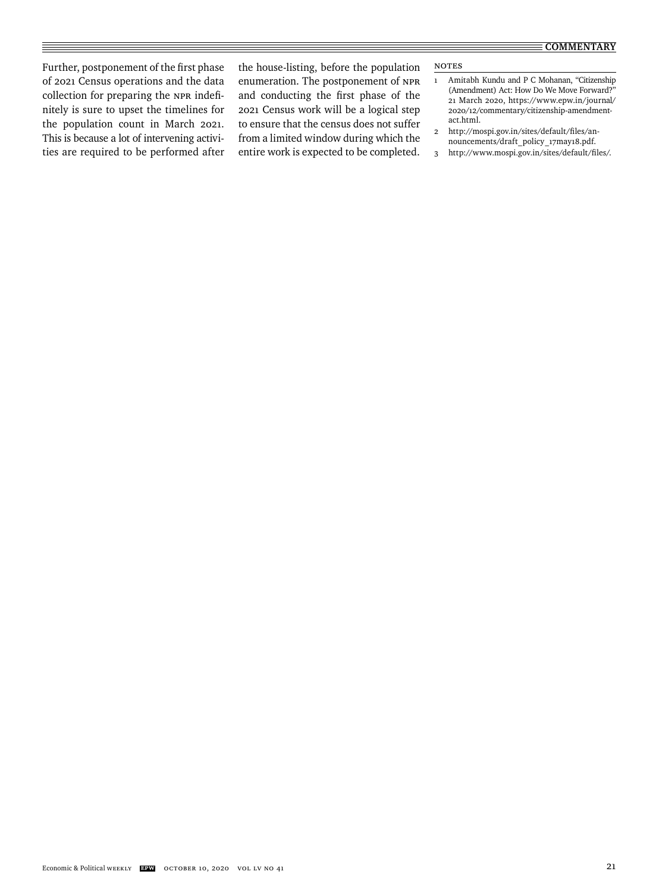Further, postponement of the first phase of 2021 Census operations and the data collection for preparing the NPR indefinitely is sure to upset the timelines for the population count in March 2021. This is because a lot of intervening activities are required to be performed after the house-listing, before the population enumeration. The postponement of NPR and conducting the first phase of the 2021 Census work will be a logical step to ensure that the census does not suffer from a limited window during which the entire work is expected to be completed.

## NOTES

1. Amitabh Kundu and P C Mohanan, "Citizenship (Amendment) Act: How Do We Move Forward?" 21 March 2020, https://www.epw.in/journal/2020/12/commentary/citizenship-amendment-act.html.
2. http://mospi.gov.in/sites/default/files/announcements/draft_policy_17may18.pdf.
3. http://www.mospi.gov.in/sites/default/files/.